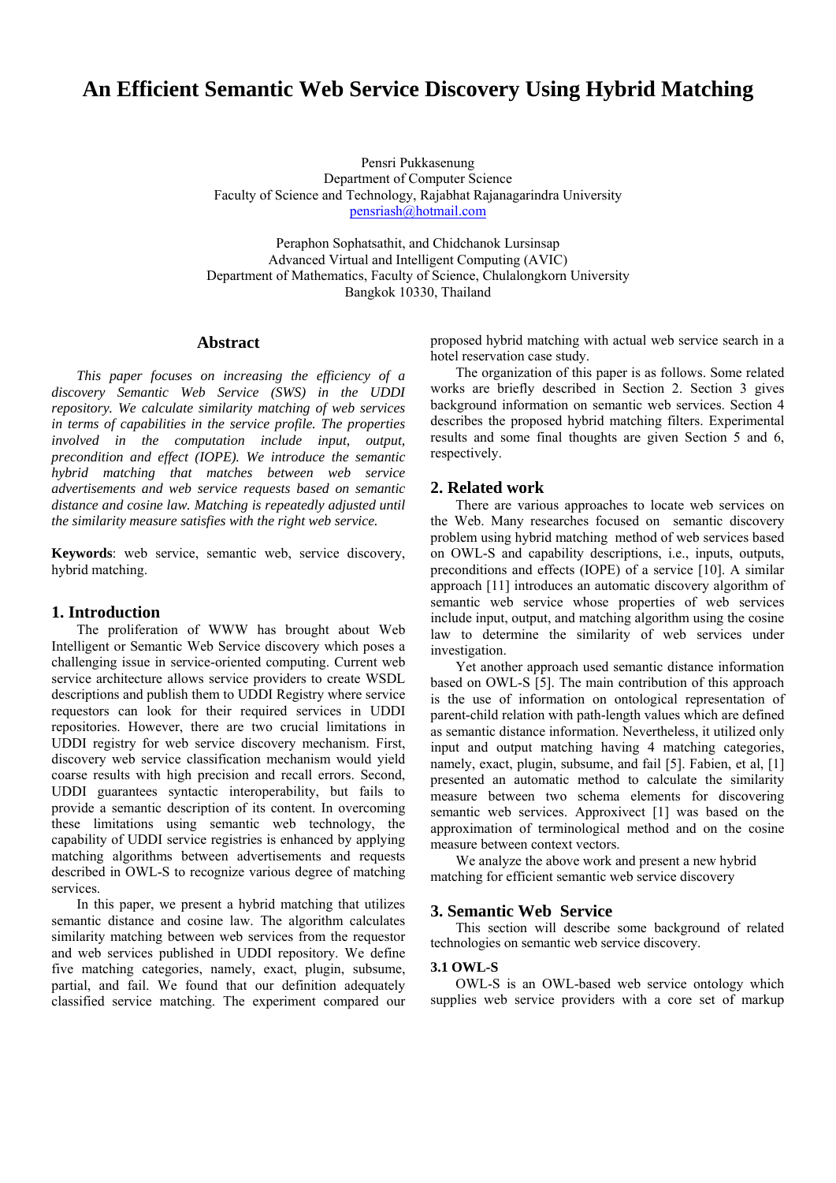# An Efficient Semantic Web Service Discovery Using Hybrid Matching

Pensri Pukkasenung
Department of Computer Science
Faculty of Science and Technology, Rajabhat Rajanagarindra University
pensriash@hotmail.com

Peraphon Sophatsathit, and Chidchanok Lursinsap
Advanced Virtual and Intelligent Computing (AVIC)
Department of Mathematics, Faculty of Science, Chulalongkorn University
Bangkok 10330, Thailand

## Abstract

*This paper focuses on increasing the efficiency of a discovery Semantic Web Service (SWS) in the UDDI repository. We calculate similarity matching of web services in terms of capabilities in the service profile. The properties involved in the computation include input, output, precondition and effect (IOPE). We introduce the semantic hybrid matching that matches between web service advertisements and web service requests based on semantic distance and cosine law. Matching is repeatedly adjusted until the similarity measure satisfies with the right web service.*

**Keywords**: web service, semantic web, service discovery, hybrid matching.

## 1. Introduction

The proliferation of WWW has brought about Web Intelligent or Semantic Web Service discovery which poses a challenging issue in service-oriented computing. Current web service architecture allows service providers to create WSDL descriptions and publish them to UDDI Registry where service requestors can look for their required services in UDDI repositories. However, there are two crucial limitations in UDDI registry for web service discovery mechanism. First, discovery web service classification mechanism would yield coarse results with high precision and recall errors. Second, UDDI guarantees syntactic interoperability, but fails to provide a semantic description of its content. In overcoming these limitations using semantic web technology, the capability of UDDI service registries is enhanced by applying matching algorithms between advertisements and requests described in OWL-S to recognize various degree of matching services.

In this paper, we present a hybrid matching that utilizes semantic distance and cosine law. The algorithm calculates similarity matching between web services from the requestor and web services published in UDDI repository. We define five matching categories, namely, exact, plugin, subsume, partial, and fail. We found that our definition adequately classified service matching. The experiment compared our proposed hybrid matching with actual web service search in a hotel reservation case study.

The organization of this paper is as follows. Some related works are briefly described in Section 2. Section 3 gives background information on semantic web services. Section 4 describes the proposed hybrid matching filters. Experimental results and some final thoughts are given Section 5 and 6, respectively.

## 2. Related work

There are various approaches to locate web services on the Web. Many researches focused on semantic discovery problem using hybrid matching method of web services based on OWL-S and capability descriptions, i.e., inputs, outputs, preconditions and effects (IOPE) of a service [10]. A similar approach [11] introduces an automatic discovery algorithm of semantic web service whose properties of web services include input, output, and matching algorithm using the cosine law to determine the similarity of web services under investigation.

Yet another approach used semantic distance information based on OWL-S [5]. The main contribution of this approach is the use of information on ontological representation of parent-child relation with path-length values which are defined as semantic distance information. Nevertheless, it utilized only input and output matching having 4 matching categories, namely, exact, plugin, subsume, and fail [5]. Fabien, et al, [1] presented an automatic method to calculate the similarity measure between two schema elements for discovering semantic web services. Approxivect [1] was based on the approximation of terminological method and on the cosine measure between context vectors.

We analyze the above work and present a new hybrid matching for efficient semantic web service discovery

## 3. Semantic Web Service

This section will describe some background of related technologies on semantic web service discovery.

### 3.1 OWL-S

OWL-S is an OWL-based web service ontology which supplies web service providers with a core set of markup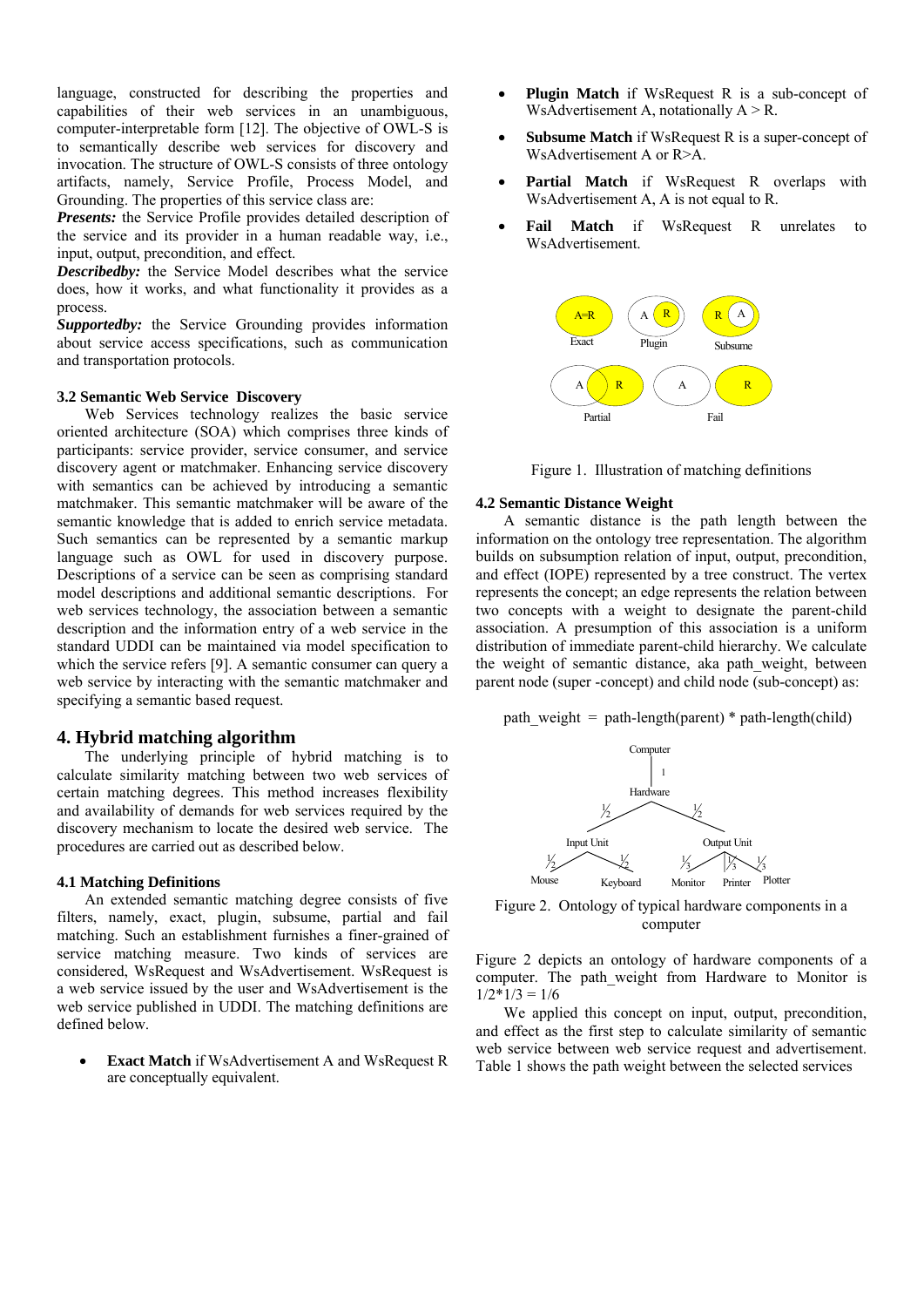language, constructed for describing the properties and capabilities of their web services in an unambiguous, computer-interpretable form [12]. The objective of OWL-S is to semantically describe web services for discovery and invocation. The structure of OWL-S consists of three ontology artifacts, namely, Service Profile, Process Model, and Grounding. The properties of this service class are:

***Presents:*** the Service Profile provides detailed description of the service and its provider in a human readable way, i.e., input, output, precondition, and effect.

***Describedby:*** the Service Model describes what the service does, how it works, and what functionality it provides as a process.

***Supportedby:*** the Service Grounding provides information about service access specifications, such as communication and transportation protocols.

### 3.2 Semantic Web Service Discovery

Web Services technology realizes the basic service oriented architecture (SOA) which comprises three kinds of participants: service provider, service consumer, and service discovery agent or matchmaker. Enhancing service discovery with semantics can be achieved by introducing a semantic matchmaker. This semantic matchmaker will be aware of the semantic knowledge that is added to enrich service metadata. Such semantics can be represented by a semantic markup language such as OWL for used in discovery purpose. Descriptions of a service can be seen as comprising standard model descriptions and additional semantic descriptions. For web services technology, the association between a semantic description and the information entry of a web service in the standard UDDI can be maintained via model specification to which the service refers [9]. A semantic consumer can query a web service by interacting with the semantic matchmaker and specifying a semantic based request.

## 4. Hybrid matching algorithm

The underlying principle of hybrid matching is to calculate similarity matching between two web services of certain matching degrees. This method increases flexibility and availability of demands for web services required by the discovery mechanism to locate the desired web service. The procedures are carried out as described below.

### 4.1 Matching Definitions

An extended semantic matching degree consists of five filters, namely, exact, plugin, subsume, partial and fail matching. Such an establishment furnishes a finer-grained of service matching measure. Two kinds of services are considered, WsRequest and WsAdvertisement. WsRequest is a web service issued by the user and WsAdvertisement is the web service published in UDDI. The matching definitions are defined below.

- **Exact Match** if WsAdvertisement A and WsRequest R are conceptually equivalent.
- **Plugin Match** if WsRequest R is a sub-concept of WsAdvertisement A, notationally A > R.
- **Subsume Match** if WsRequest R is a super-concept of WsAdvertisement A or R>A.
- **Partial Match** if WsRequest R overlaps with WsAdvertisement A, A is not equal to R.
- **Fail Match** if WsRequest R unrelates to WsAdvertisement.

Figure 1. Illustration of matching definitions

### 4.2 Semantic Distance Weight

A semantic distance is the path length between the information on the ontology tree representation. The algorithm builds on subsumption relation of input, output, precondition, and effect (IOPE) represented by a tree construct. The vertex represents the concept; an edge represents the relation between two concepts with a weight to designate the parent-child association. A presumption of this association is a uniform distribution of immediate parent-child hierarchy. We calculate the weight of semantic distance, aka path_weight, between parent node (super -concept) and child node (sub-concept) as:

$$\text{path\_weight} = \text{path-length(parent)} * \text{path-length(child)}$$

Figure 2. Ontology of typical hardware components in a computer

Figure 2 depicts an ontology of hardware components of a computer. The path_weight from Hardware to Monitor is $1/2*1/3 = 1/6$

We applied this concept on input, output, precondition, and effect as the first step to calculate similarity of semantic web service between web service request and advertisement. Table 1 shows the path weight between the selected services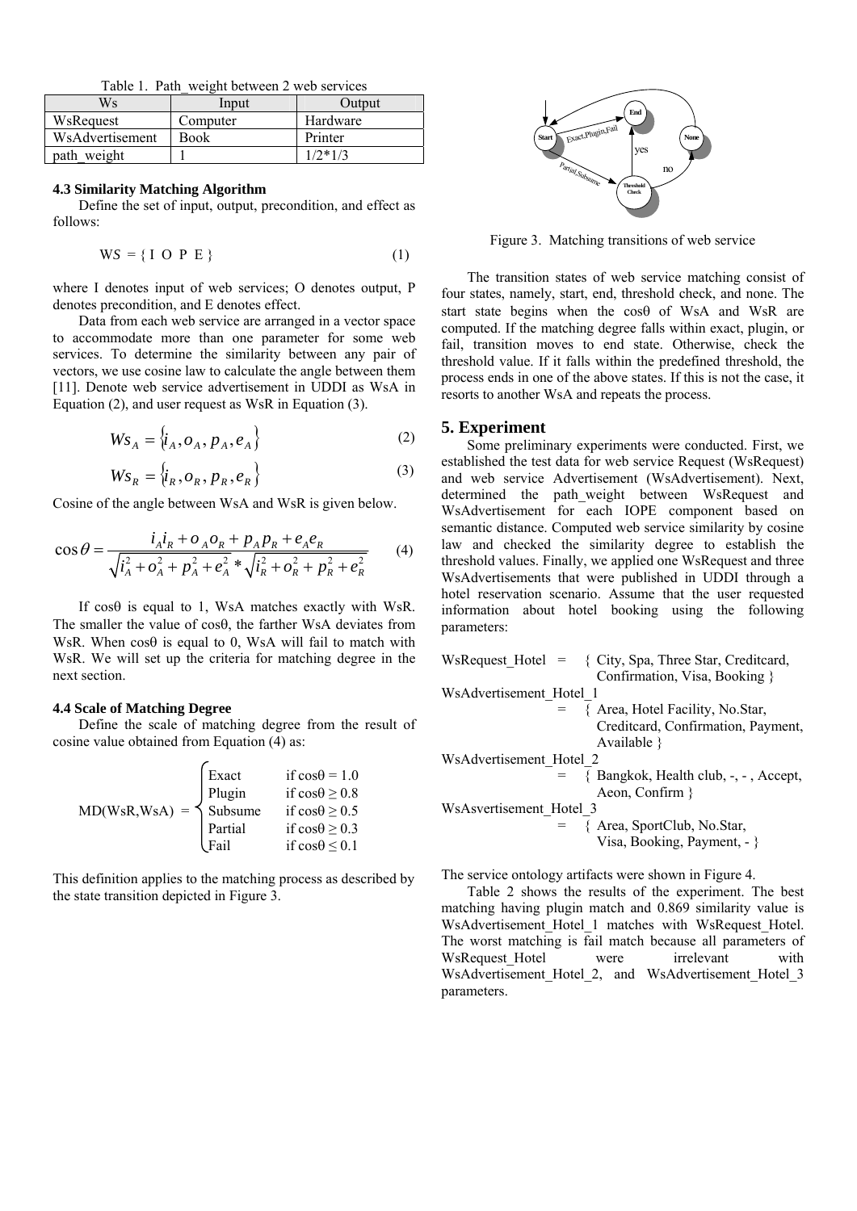Table 1. Path_weight between 2 web services

| Ws | Input | Output |
|---|---|---|
| WsRequest | Computer | Hardware |
| WsAdvertisement | Book | Printer |
| path_weight | 1 | 1/2*1/3 |

### 4.3 Similarity Matching Algorithm

Define the set of input, output, precondition, and effect as follows:

$$WS = \{ I \ \ O \ \ P \ \ E \} \quad (1)$$

where I denotes input of web services; O denotes output, P denotes precondition, and E denotes effect.

Data from each web service are arranged in a vector space to accommodate more than one parameter for some web services. To determine the similarity between any pair of vectors, we use cosine law to calculate the angle between them [11]. Denote web service advertisement in UDDI as WsA in Equation (2), and user request as WsR in Equation (3).

$$Ws_A = \{ i_A, o_A, p_A, e_A \} \quad (2)$$

$$Ws_R = \{ i_R, o_R, p_R, e_R \} \quad (3)$$

Cosine of the angle between WsA and WsR is given below.

$$\cos\theta = \frac{i_A i_R + o_A o_R + p_A p_R + e_A e_R}{\sqrt{i_A^2 + o_A^2 + p_A^2 + e_A^2} * \sqrt{i_R^2 + o_R^2 + p_R^2 + e_R^2}} \quad (4)$$

If cosθ is equal to 1, WsA matches exactly with WsR. The smaller the value of cosθ, the farther WsA deviates from WsR. When cosθ is equal to 0, WsA will fail to match with WsR. We will set up the criteria for matching degree in the next section.

### 4.4 Scale of Matching Degree

Define the scale of matching degree from the result of cosine value obtained from Equation (4) as:

$$\text{MD(WsR,WsA)} = \begin{cases} \text{Exact} & \text{if } \cos\theta = 1.0 \\ \text{Plugin} & \text{if } \cos\theta \geq 0.8 \\ \text{Subsume} & \text{if } \cos\theta \geq 0.5 \\ \text{Partial} & \text{if } \cos\theta \geq 0.3 \\ \text{Fail} & \text{if } \cos\theta \leq 0.1 \end{cases}$$

This definition applies to the matching process as described by the state transition depicted in Figure 3.

Figure 3. Matching transitions of web service

The transition states of web service matching consist of four states, namely, start, end, threshold check, and none. The start state begins when the cosθ of WsA and WsR are computed. If the matching degree falls within exact, plugin, or fail, transition moves to end state. Otherwise, check the threshold value. If it falls within the predefined threshold, the process ends in one of the above states. If this is not the case, it resorts to another WsA and repeats the process.

## 5. Experiment

Some preliminary experiments were conducted. First, we established the test data for web service Request (WsRequest) and web service Advertisement (WsAdvertisement). Next, determined the path_weight between WsRequest and WsAdvertisement for each IOPE component based on semantic distance. Computed web service similarity by cosine law and checked the similarity degree to establish the threshold values. Finally, we applied one WsRequest and three WsAdvertisements that were published in UDDI through a hotel reservation scenario. Assume that the user requested information about hotel booking using the following parameters:

WsRequest_Hotel = { City, Spa, Three Star, Creditcard, Confirmation, Visa, Booking }

WsAdvertisement_Hotel_1 = { Area, Hotel Facility, No.Star, Creditcard, Confirmation, Payment, Available }

WsAdvertisement_Hotel_2 = { Bangkok, Health club, -, - , Accept, Aeon, Confirm }

WsAsvertisement_Hotel_3 = { Area, SportClub, No.Star, Visa, Booking, Payment, - }

The service ontology artifacts were shown in Figure 4.

Table 2 shows the results of the experiment. The best matching having plugin match and 0.869 similarity value is WsAdvertisement_Hotel_1 matches with WsRequest_Hotel. The worst matching is fail match because all parameters of WsRequest_Hotel were irrelevant with WsAdvertisement_Hotel_2, and WsAdvertisement_Hotel_3 parameters.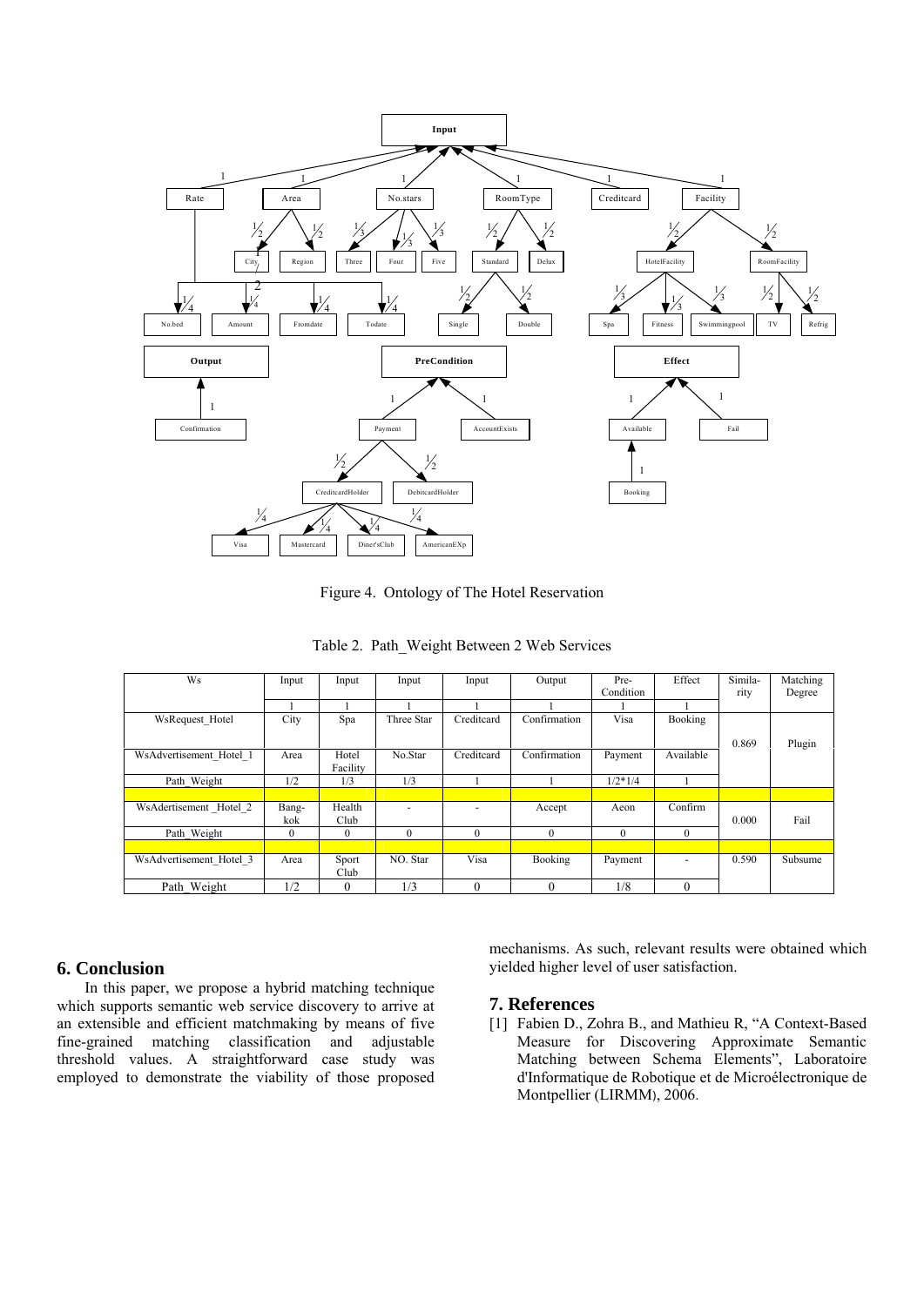Figure 4. Ontology of The Hotel Reservation

Table 2. Path_Weight Between 2 Web Services

| Ws | Input | Input | Input | Input | Output | Pre-Condition | Effect | Similarity | Matching Degree |
|---|---|---|---|---|---|---|---|---|---|
| | 1 | 1 | 1 | 1 | 1 | 1 | 1 | | |
| WsRequest_Hotel | City | Spa | Three Star | Creditcard | Confirmation | Visa | Booking | 0.869 | Plugin |
| WsAdvertisement_Hotel_1 | Area | Hotel Facility | No.Star | Creditcard | Confirmation | Payment | Available | | |
| Path_Weight | 1/2 | 1/3 | 1/3 | 1 | 1 | 1/2*1/4 | 1 | | |
| | | | | | | | | | |
| WsAdertisement _Hotel_2 | Bangkok | Health Club | - | - | Accept | Aeon | Confirm | 0.000 | Fail |
| Path_Weight | 0 | 0 | 0 | 0 | 0 | 0 | 0 | | |
| | | | | | | | | | |
| WsAdvertisement_Hotel_3 | Area | Sport Club | NO. Star | Visa | Booking | Payment | - | 0.590 | Subsume |
| Path_Weight | 1/2 | 0 | 1/3 | 0 | 0 | 1/8 | 0 | | |

## 6. Conclusion

In this paper, we propose a hybrid matching technique which supports semantic web service discovery to arrive at an extensible and efficient matchmaking by means of five fine-grained matching classification and adjustable threshold values. A straightforward case study was employed to demonstrate the viability of those proposed mechanisms. As such, relevant results were obtained which yielded higher level of user satisfaction.

## 7. References

[1] Fabien D., Zohra B., and Mathieu R, "A Context-Based Measure for Discovering Approximate Semantic Matching between Schema Elements", Laboratoire d'Informatique de Robotique et de Microélectronique de Montpellier (LIRMM), 2006.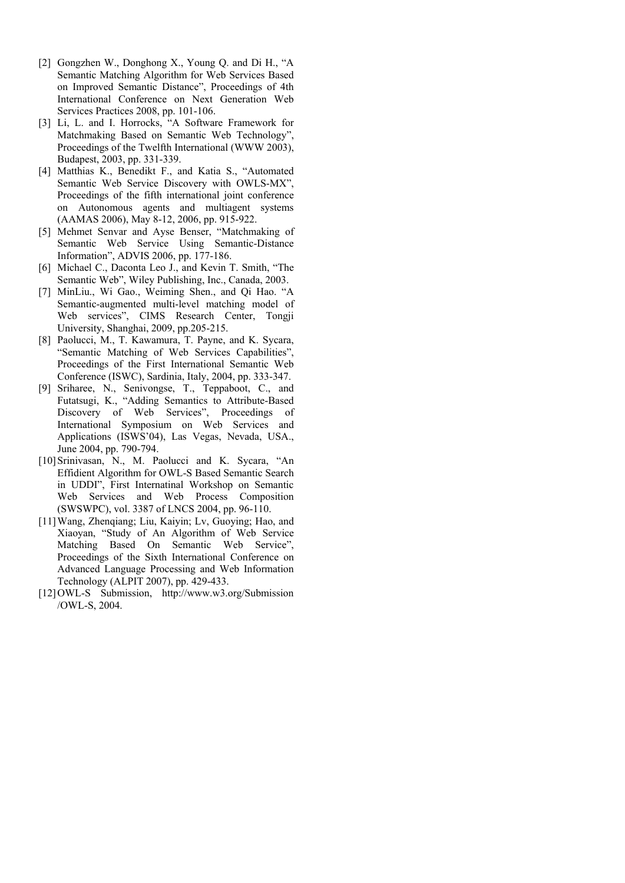[2] Gongzhen W., Donghong X., Young Q. and Di H., "A Semantic Matching Algorithm for Web Services Based on Improved Semantic Distance", Proceedings of 4th International Conference on Next Generation Web Services Practices 2008, pp. 101-106.

[3] Li, L. and I. Horrocks, "A Software Framework for Matchmaking Based on Semantic Web Technology", Proceedings of the Twelfth International (WWW 2003), Budapest, 2003, pp. 331-339.

[4] Matthias K., Benedikt F., and Katia S., "Automated Semantic Web Service Discovery with OWLS-MX", Proceedings of the fifth international joint conference on Autonomous agents and multiagent systems (AAMAS 2006), May 8-12, 2006, pp. 915-922.

[5] Mehmet Senvar and Ayse Benser, "Matchmaking of Semantic Web Service Using Semantic-Distance Information", ADVIS 2006, pp. 177-186.

[6] Michael C., Daconta Leo J., and Kevin T. Smith, "The Semantic Web", Wiley Publishing, Inc., Canada, 2003.

[7] MinLiu., Wi Gao., Weiming Shen., and Qi Hao. "A Semantic-augmented multi-level matching model of Web services", CIMS Research Center, Tongji University, Shanghai, 2009, pp.205-215.

[8] Paolucci, M., T. Kawamura, T. Payne, and K. Sycara, "Semantic Matching of Web Services Capabilities", Proceedings of the First International Semantic Web Conference (ISWC), Sardinia, Italy, 2004, pp. 333-347.

[9] Sriharee, N., Senivongse, T., Teppaboot, C., and Futatsugi, K., "Adding Semantics to Attribute-Based Discovery of Web Services", Proceedings of International Symposium on Web Services and Applications (ISWS'04), Las Vegas, Nevada, USA., June 2004, pp. 790-794.

[10] Srinivasan, N., M. Paolucci and K. Sycara, "An Effidient Algorithm for OWL-S Based Semantic Search in UDDI", First Internatinal Workshop on Semantic Web Services and Web Process Composition (SWSWPC), vol. 3387 of LNCS 2004, pp. 96-110.

[11] Wang, Zhenqiang; Liu, Kaiyin; Lv, Guoying; Hao, and Xiaoyan, "Study of An Algorithm of Web Service Matching Based On Semantic Web Service", Proceedings of the Sixth International Conference on Advanced Language Processing and Web Information Technology (ALPIT 2007), pp. 429-433.

[12] OWL-S Submission, http://www.w3.org/Submission/OWL-S, 2004.